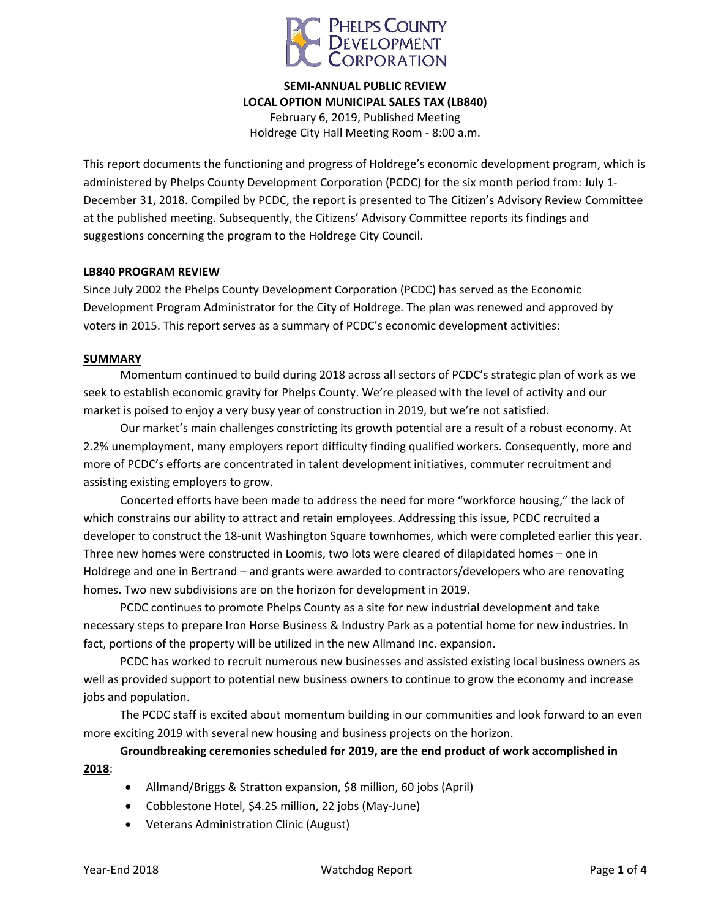**SEMI-ANNUAL PUBLIC REVIEW**
**LOCAL OPTION MUNICIPAL SALES TAX (LB840)**
February 6, 2019, Published Meeting
Holdrege City Hall Meeting Room - 8:00 a.m.

This report documents the functioning and progress of Holdrege's economic development program, which is administered by Phelps County Development Corporation (PCDC) for the six month period from: July 1-December 31, 2018. Compiled by PCDC, the report is presented to The Citizen's Advisory Review Committee at the published meeting. Subsequently, the Citizens' Advisory Committee reports its findings and suggestions concerning the program to the Holdrege City Council.

## LB840 PROGRAM REVIEW

Since July 2002 the Phelps County Development Corporation (PCDC) has served as the Economic Development Program Administrator for the City of Holdrege. The plan was renewed and approved by voters in 2015. This report serves as a summary of PCDC's economic development activities:

## SUMMARY

Momentum continued to build during 2018 across all sectors of PCDC's strategic plan of work as we seek to establish economic gravity for Phelps County. We're pleased with the level of activity and our market is poised to enjoy a very busy year of construction in 2019, but we're not satisfied.

Our market's main challenges constricting its growth potential are a result of a robust economy. At 2.2% unemployment, many employers report difficulty finding qualified workers. Consequently, more and more of PCDC's efforts are concentrated in talent development initiatives, commuter recruitment and assisting existing employers to grow.

Concerted efforts have been made to address the need for more "workforce housing," the lack of which constrains our ability to attract and retain employees. Addressing this issue, PCDC recruited a developer to construct the 18-unit Washington Square townhomes, which were completed earlier this year. Three new homes were constructed in Loomis, two lots were cleared of dilapidated homes – one in Holdrege and one in Bertrand – and grants were awarded to contractors/developers who are renovating homes. Two new subdivisions are on the horizon for development in 2019.

PCDC continues to promote Phelps County as a site for new industrial development and take necessary steps to prepare Iron Horse Business & Industry Park as a potential home for new industries. In fact, portions of the property will be utilized in the new Allmand Inc. expansion.

PCDC has worked to recruit numerous new businesses and assisted existing local business owners as well as provided support to potential new business owners to continue to grow the economy and increase jobs and population.

The PCDC staff is excited about momentum building in our communities and look forward to an even more exciting 2019 with several new housing and business projects on the horizon.

**Groundbreaking ceremonies scheduled for 2019, are the end product of work accomplished in 2018**:

- Allmand/Briggs & Stratton expansion, $8 million, 60 jobs (April)
- Cobblestone Hotel, $4.25 million, 22 jobs (May-June)
- Veterans Administration Clinic (August)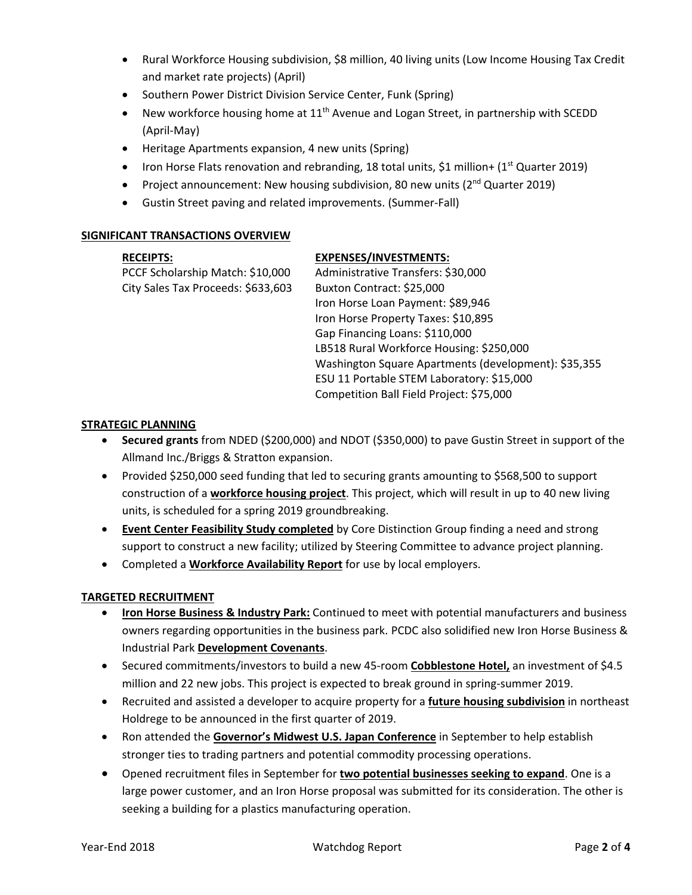- Rural Workforce Housing subdivision, $8 million, 40 living units (Low Income Housing Tax Credit and market rate projects) (April)
- Southern Power District Division Service Center, Funk (Spring)
- New workforce housing home at 11th Avenue and Logan Street, in partnership with SCEDD (April-May)
- Heritage Apartments expansion, 4 new units (Spring)
- Iron Horse Flats renovation and rebranding, 18 total units, $1 million+ (1st Quarter 2019)
- Project announcement: New housing subdivision, 80 new units (2nd Quarter 2019)
- Gustin Street paving and related improvements. (Summer-Fall)

**SIGNIFICANT TRANSACTIONS OVERVIEW**

| **RECEIPTS:** | **EXPENSES/INVESTMENTS:** |
|---|---|
| PCCF Scholarship Match: $10,000 | Administrative Transfers: $30,000 |
| City Sales Tax Proceeds: $633,603 | Buxton Contract: $25,000 |
| | Iron Horse Loan Payment: $89,946 |
| | Iron Horse Property Taxes: $10,895 |
| | Gap Financing Loans: $110,000 |
| | LB518 Rural Workforce Housing: $250,000 |
| | Washington Square Apartments (development): $35,355 |
| | ESU 11 Portable STEM Laboratory: $15,000 |
| | Competition Ball Field Project: $75,000 |

**STRATEGIC PLANNING**

- **Secured grants** from NDED ($200,000) and NDOT ($350,000) to pave Gustin Street in support of the Allmand Inc./Briggs & Stratton expansion.
- Provided $250,000 seed funding that led to securing grants amounting to $568,500 to support construction of a **workforce housing project**. This project, which will result in up to 40 new living units, is scheduled for a spring 2019 groundbreaking.
- **Event Center Feasibility Study completed** by Core Distinction Group finding a need and strong support to construct a new facility; utilized by Steering Committee to advance project planning.
- Completed a **Workforce Availability Report** for use by local employers.

**TARGETED RECRUITMENT**

- **Iron Horse Business & Industry Park:** Continued to meet with potential manufacturers and business owners regarding opportunities in the business park. PCDC also solidified new Iron Horse Business & Industrial Park **Development Covenants**.
- Secured commitments/investors to build a new 45-room **Cobblestone Hotel,** an investment of $4.5 million and 22 new jobs. This project is expected to break ground in spring-summer 2019.
- Recruited and assisted a developer to acquire property for a **future housing subdivision** in northeast Holdrege to be announced in the first quarter of 2019.
- Ron attended the **Governor's Midwest U.S. Japan Conference** in September to help establish stronger ties to trading partners and potential commodity processing operations.
- Opened recruitment files in September for **two potential businesses seeking to expand**. One is a large power customer, and an Iron Horse proposal was submitted for its consideration. The other is seeking a building for a plastics manufacturing operation.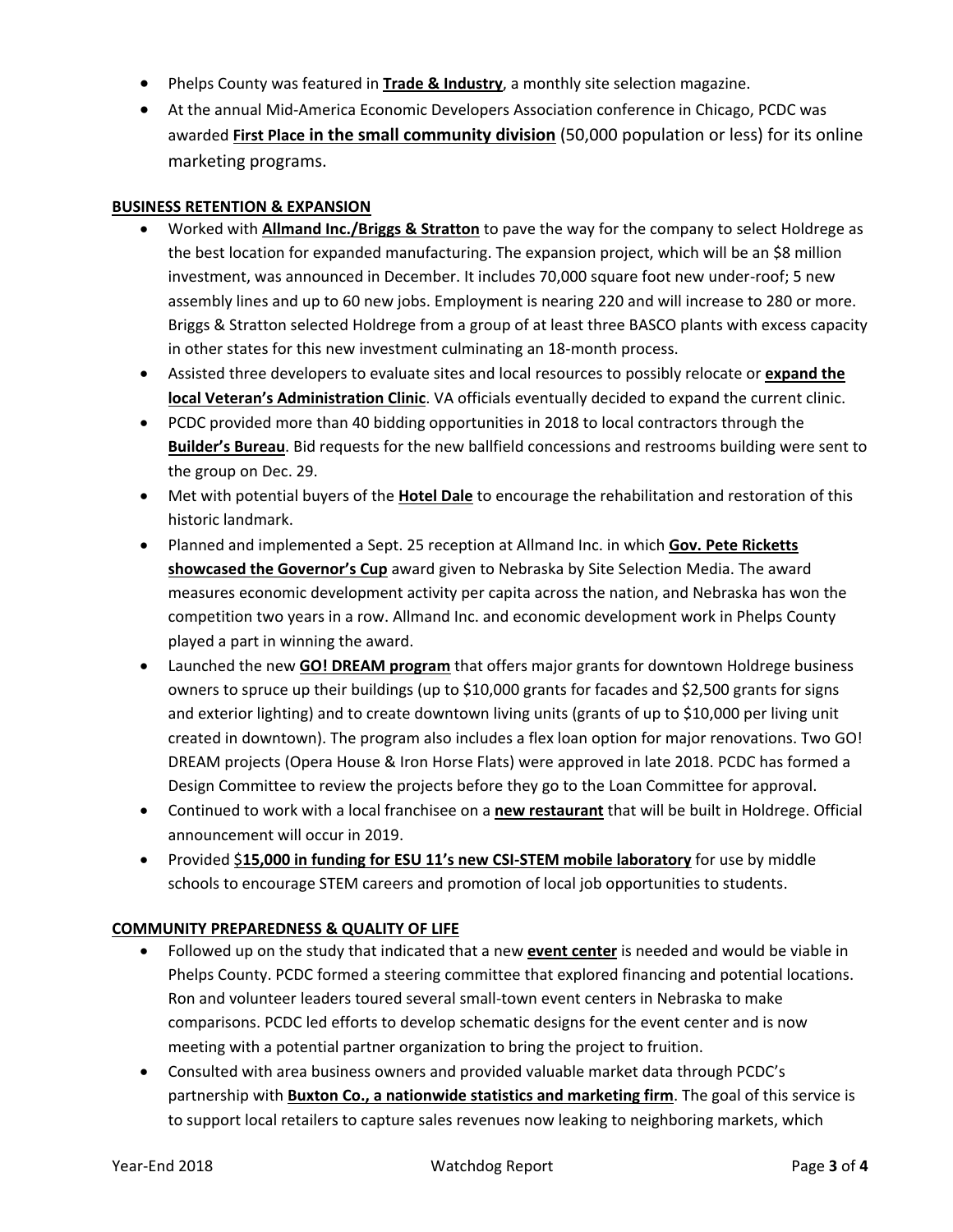- Phelps County was featured in **Trade & Industry**, a monthly site selection magazine.
- At the annual Mid-America Economic Developers Association conference in Chicago, PCDC was awarded **First Place in the small community division** (50,000 population or less) for its online marketing programs.

**BUSINESS RETENTION & EXPANSION**

- Worked with **Allmand Inc./Briggs & Stratton** to pave the way for the company to select Holdrege as the best location for expanded manufacturing. The expansion project, which will be an $8 million investment, was announced in December. It includes 70,000 square foot new under-roof; 5 new assembly lines and up to 60 new jobs. Employment is nearing 220 and will increase to 280 or more. Briggs & Stratton selected Holdrege from a group of at least three BASCO plants with excess capacity in other states for this new investment culminating an 18-month process.
- Assisted three developers to evaluate sites and local resources to possibly relocate or **expand the local Veteran's Administration Clinic**. VA officials eventually decided to expand the current clinic.
- PCDC provided more than 40 bidding opportunities in 2018 to local contractors through the **Builder's Bureau**. Bid requests for the new ballfield concessions and restrooms building were sent to the group on Dec. 29.
- Met with potential buyers of the **Hotel Dale** to encourage the rehabilitation and restoration of this historic landmark.
- Planned and implemented a Sept. 25 reception at Allmand Inc. in which **Gov. Pete Ricketts showcased the Governor's Cup** award given to Nebraska by Site Selection Media. The award measures economic development activity per capita across the nation, and Nebraska has won the competition two years in a row. Allmand Inc. and economic development work in Phelps County played a part in winning the award.
- Launched the new **GO! DREAM program** that offers major grants for downtown Holdrege business owners to spruce up their buildings (up to $10,000 grants for facades and $2,500 grants for signs and exterior lighting) and to create downtown living units (grants of up to $10,000 per living unit created in downtown). The program also includes a flex loan option for major renovations. Two GO! DREAM projects (Opera House & Iron Horse Flats) were approved in late 2018. PCDC has formed a Design Committee to review the projects before they go to the Loan Committee for approval.
- Continued to work with a local franchisee on a **new restaurant** that will be built in Holdrege. Official announcement will occur in 2019.
- Provided **$15,000 in funding for ESU 11's new CSI-STEM mobile laboratory** for use by middle schools to encourage STEM careers and promotion of local job opportunities to students.

**COMMUNITY PREPAREDNESS & QUALITY OF LIFE**

- Followed up on the study that indicated that a new **event center** is needed and would be viable in Phelps County. PCDC formed a steering committee that explored financing and potential locations. Ron and volunteer leaders toured several small-town event centers in Nebraska to make comparisons. PCDC led efforts to develop schematic designs for the event center and is now meeting with a potential partner organization to bring the project to fruition.
- Consulted with area business owners and provided valuable market data through PCDC's partnership with **Buxton Co., a nationwide statistics and marketing firm**. The goal of this service is to support local retailers to capture sales revenues now leaking to neighboring markets, which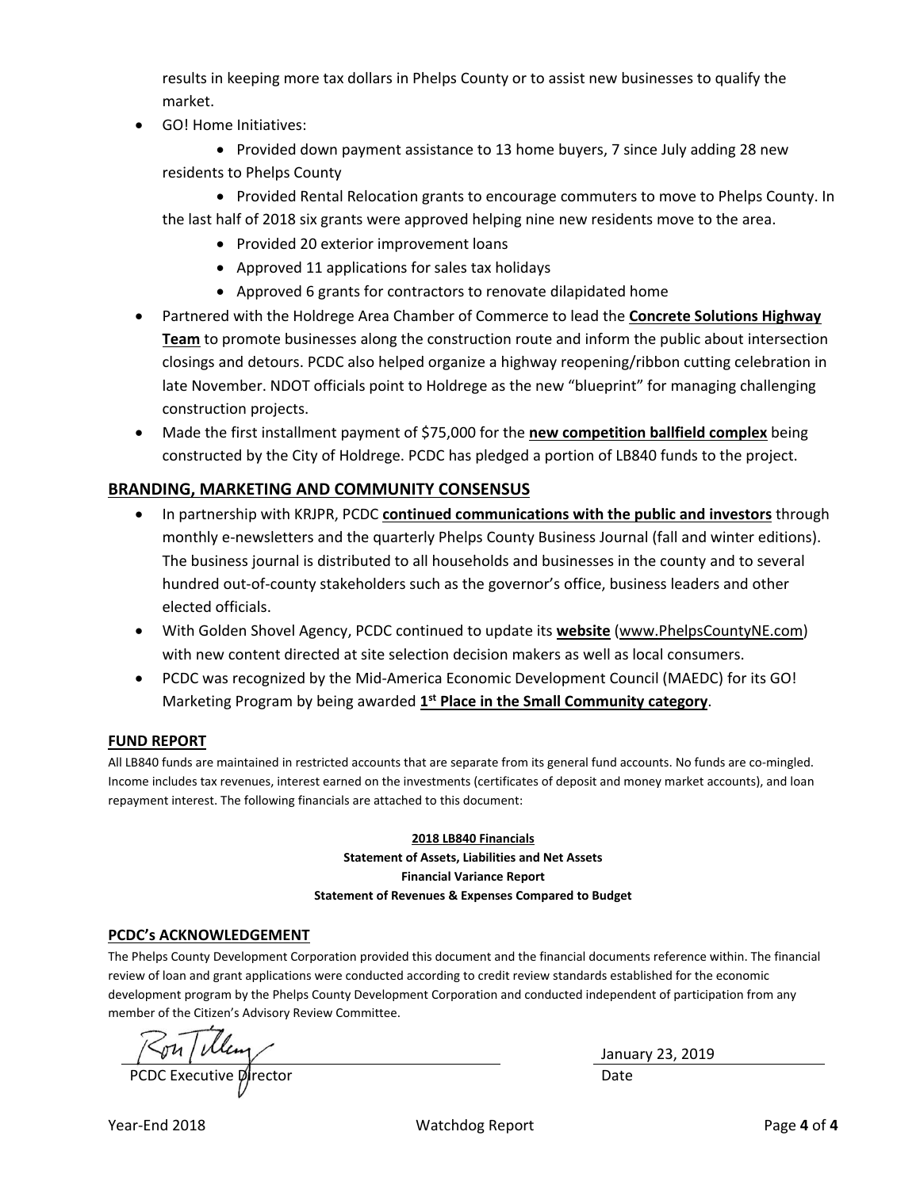results in keeping more tax dollars in Phelps County or to assist new businesses to qualify the market.

- GO! Home Initiatives:
  - Provided down payment assistance to 13 home buyers, 7 since July adding 28 new residents to Phelps County
  - Provided Rental Relocation grants to encourage commuters to move to Phelps County. In the last half of 2018 six grants were approved helping nine new residents move to the area.
  - Provided 20 exterior improvement loans
  - Approved 11 applications for sales tax holidays
  - Approved 6 grants for contractors to renovate dilapidated home
- Partnered with the Holdrege Area Chamber of Commerce to lead the **Concrete Solutions Highway Team** to promote businesses along the construction route and inform the public about intersection closings and detours. PCDC also helped organize a highway reopening/ribbon cutting celebration in late November. NDOT officials point to Holdrege as the new "blueprint" for managing challenging construction projects.
- Made the first installment payment of $75,000 for the **new competition ballfield complex** being constructed by the City of Holdrege. PCDC has pledged a portion of LB840 funds to the project.

## BRANDING, MARKETING AND COMMUNITY CONSENSUS

- In partnership with KRJPR, PCDC **continued communications with the public and investors** through monthly e-newsletters and the quarterly Phelps County Business Journal (fall and winter editions). The business journal is distributed to all households and businesses in the county and to several hundred out-of-county stakeholders such as the governor's office, business leaders and other elected officials.
- With Golden Shovel Agency, PCDC continued to update its **website** (www.PhelpsCountyNE.com) with new content directed at site selection decision makers as well as local consumers.
- PCDC was recognized by the Mid-America Economic Development Council (MAEDC) for its GO! Marketing Program by being awarded **1st Place in the Small Community category**.

### FUND REPORT

All LB840 funds are maintained in restricted accounts that are separate from its general fund accounts. No funds are co-mingled. Income includes tax revenues, interest earned on the investments (certificates of deposit and money market accounts), and loan repayment interest. The following financials are attached to this document:

**2018 LB840 Financials**
**Statement of Assets, Liabilities and Net Assets**
**Financial Variance Report**
**Statement of Revenues & Expenses Compared to Budget**

### PCDC's ACKNOWLEDGEMENT

The Phelps County Development Corporation provided this document and the financial documents reference within. The financial review of loan and grant applications were conducted according to credit review standards established for the economic development program by the Phelps County Development Corporation and conducted independent of participation from any member of the Citizen's Advisory Review Committee.

PCDC Executive Director

January 23, 2019
Date